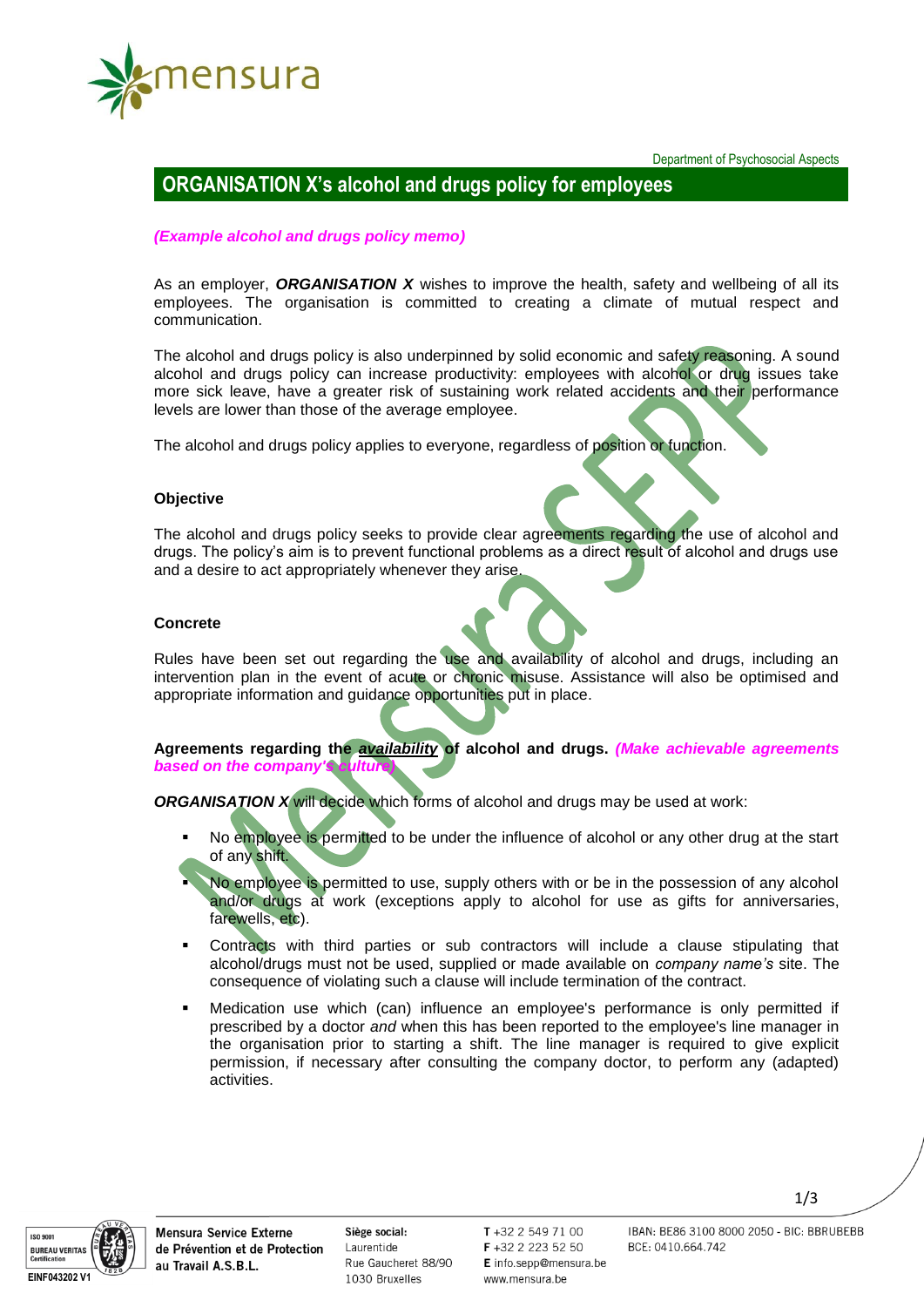Department of Psychosocial Aspects

# ORGANISATION X's alcohol and drugs policy for employees

*(Example alcohol and drugs policy memo)*

As an employer, ***ORGANISATION X*** wishes to improve the health, safety and wellbeing of all its employees. The organisation is committed to creating a climate of mutual respect and communication.

The alcohol and drugs policy is also underpinned by solid economic and safety reasoning. A sound alcohol and drugs policy can increase productivity: employees with alcohol or drug issues take more sick leave, have a greater risk of sustaining work related accidents and their performance levels are lower than those of the average employee.

The alcohol and drugs policy applies to everyone, regardless of position or function.

### Objective

The alcohol and drugs policy seeks to provide clear agreements regarding the use of alcohol and drugs. The policy's aim is to prevent functional problems as a direct result of alcohol and drugs use and a desire to act appropriately whenever they arise.

### Concrete

Rules have been set out regarding the use and availability of alcohol and drugs, including an intervention plan in the event of acute or chronic misuse. Assistance will also be optimised and appropriate information and guidance opportunities put in place.

**Agreements regarding the *availability* of alcohol and drugs.** ***(Make achievable agreements based on the company's culture)***

***ORGANISATION X*** will decide which forms of alcohol and drugs may be used at work:

- No employee is permitted to be under the influence of alcohol or any other drug at the start of any shift.
- No employee is permitted to use, supply others with or be in the possession of any alcohol and/or drugs at work (exceptions apply to alcohol for use as gifts for anniversaries, farewells, etc).
- Contracts with third parties or sub contractors will include a clause stipulating that alcohol/drugs must not be used, supplied or made available on *company name's* site. The consequence of violating such a clause will include termination of the contract.
- Medication use which (can) influence an employee's performance is only permitted if prescribed by a doctor *and* when this has been reported to the employee's line manager in the organisation prior to starting a shift. The line manager is required to give explicit permission, if necessary after consulting the company doctor, to perform any (adapted) activities.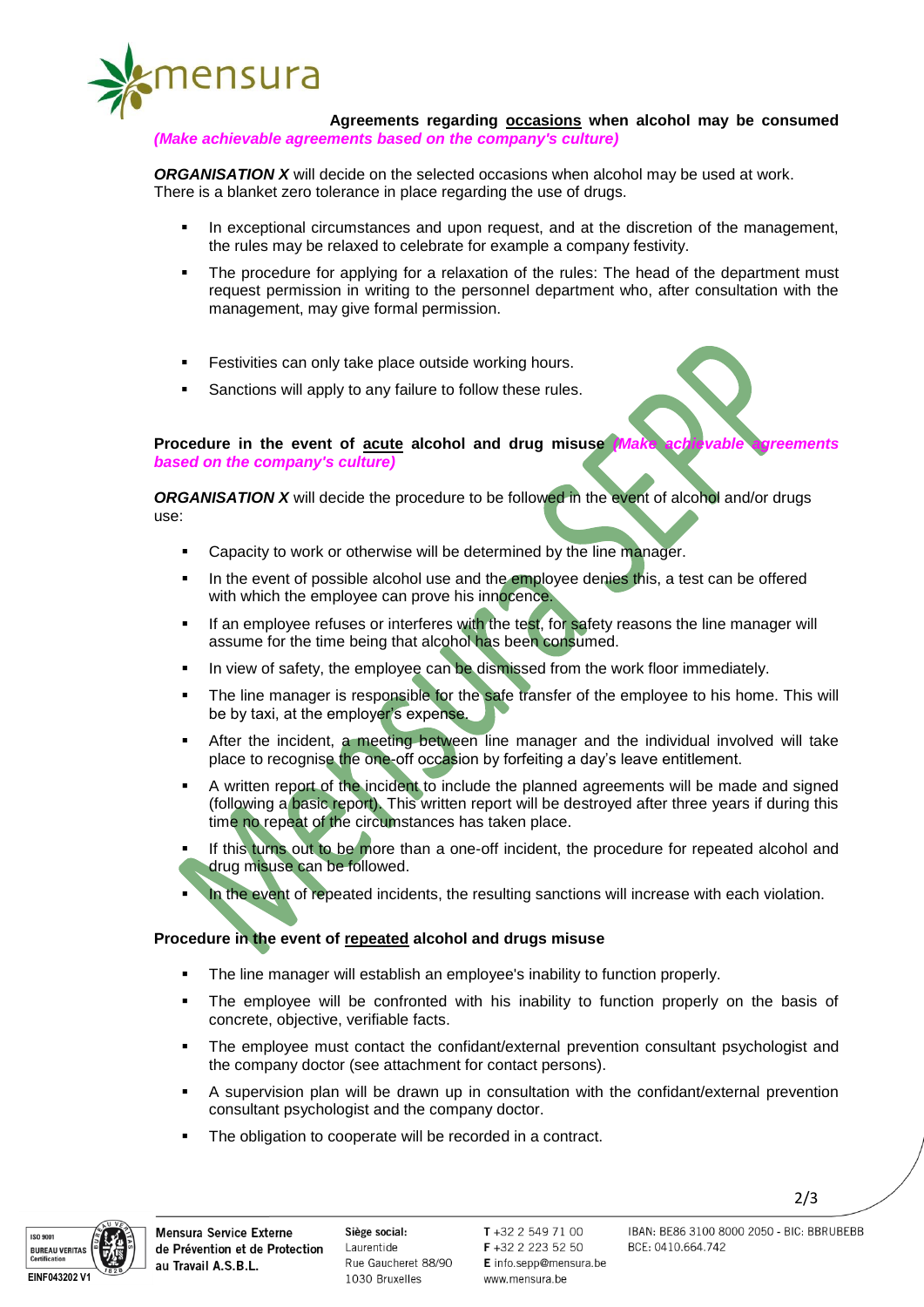### **Agreements regarding <u>occasions</u> when alcohol may be consumed**

***(Make achievable agreements based on the company's culture)***

***ORGANISATION X*** will decide on the selected occasions when alcohol may be used at work. There is a blanket zero tolerance in place regarding the use of drugs.

- In exceptional circumstances and upon request, and at the discretion of the management, the rules may be relaxed to celebrate for example a company festivity.
- The procedure for applying for a relaxation of the rules: The head of the department must request permission in writing to the personnel department who, after consultation with the management, may give formal permission.

- Festivities can only take place outside working hours.
- Sanctions will apply to any failure to follow these rules.

### **Procedure in the event of <u>acute</u> alcohol and drug misuse** ***(Make achievable agreements based on the company's culture)***

***ORGANISATION X*** will decide the procedure to be followed in the event of alcohol and/or drugs use:

- Capacity to work or otherwise will be determined by the line manager.
- In the event of possible alcohol use and the employee denies this, a test can be offered with which the employee can prove his innocence.
- If an employee refuses or interferes with the test, for safety reasons the line manager will assume for the time being that alcohol has been consumed.
- In view of safety, the employee can be dismissed from the work floor immediately.
- The line manager is responsible for the safe transfer of the employee to his home. This will be by taxi, at the employer's expense.
- After the incident, a meeting between line manager and the individual involved will take place to recognise the one-off occasion by forfeiting a day's leave entitlement.
- A written report of the incident to include the planned agreements will be made and signed (following a basic report). This written report will be destroyed after three years if during this time no repeat of the circumstances has taken place.
- If this turns out to be more than a one-off incident, the procedure for repeated alcohol and drug misuse can be followed.
- In the event of repeated incidents, the resulting sanctions will increase with each violation.

### **Procedure in the event of <u>repeated</u> alcohol and drugs misuse**

- The line manager will establish an employee's inability to function properly.
- The employee will be confronted with his inability to function properly on the basis of concrete, objective, verifiable facts.
- The employee must contact the confidant/external prevention consultant psychologist and the company doctor (see attachment for contact persons).
- A supervision plan will be drawn up in consultation with the confidant/external prevention consultant psychologist and the company doctor.
- The obligation to cooperate will be recorded in a contract.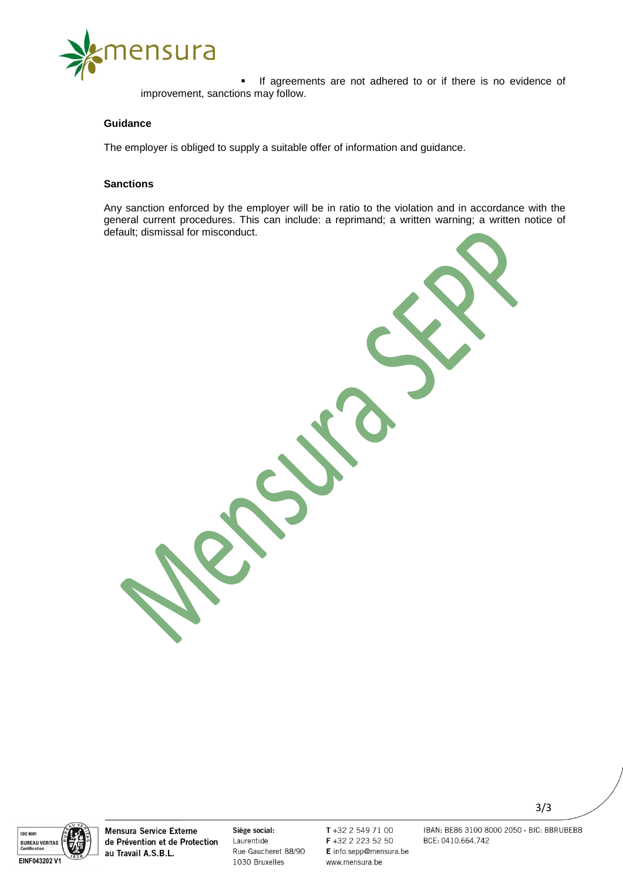- If agreements are not adhered to or if there is no evidence of improvement, sanctions may follow.

**Guidance**

The employer is obliged to supply a suitable offer of information and guidance.

**Sanctions**

Any sanction enforced by the employer will be in ratio to the violation and in accordance with the general current procedures. This can include: a reprimand; a written warning; a written notice of default; dismissal for misconduct.